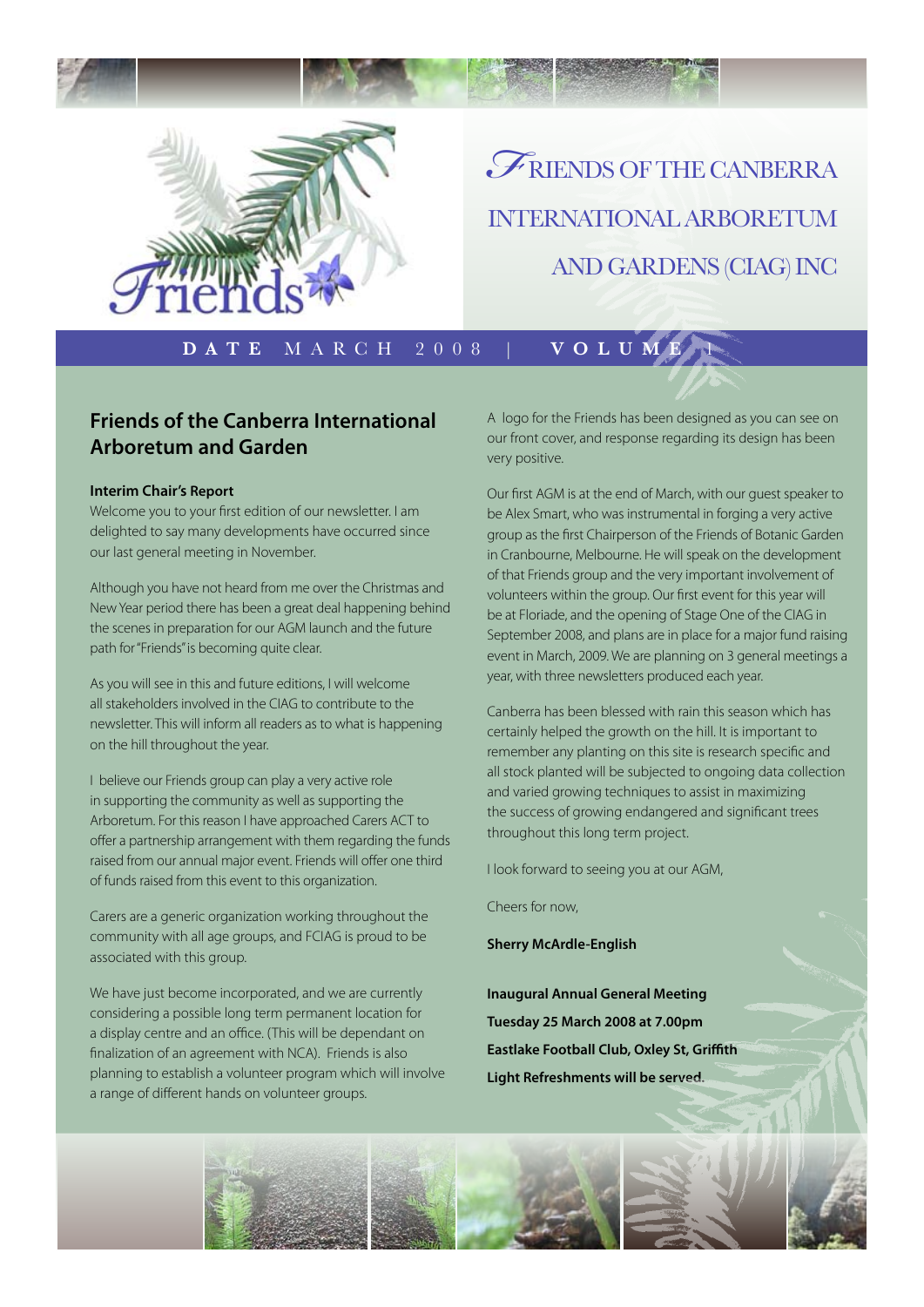# Friends of the Canberra International Arboretum and Gardens (CIAG) Inc

**DATE** MARCH 2008 | **VOLUME** 1

## Friends of the Canberra International Arboretum and Garden

**Interim Chair's Report**

Welcome you to your first edition of our newsletter. I am delighted to say many developments have occurred since our last general meeting in November.

Although you have not heard from me over the Christmas and New Year period there has been a great deal happening behind the scenes in preparation for our AGM launch and the future path for "Friends" is becoming quite clear.

As you will see in this and future editions, I will welcome all stakeholders involved in the CIAG to contribute to the newsletter. This will inform all readers as to what is happening on the hill throughout the year.

I believe our Friends group can play a very active role in supporting the community as well as supporting the Arboretum. For this reason I have approached Carers ACT to offer a partnership arrangement with them regarding the funds raised from our annual major event. Friends will offer one third of funds raised from this event to this organization.

Carers are a generic organization working throughout the community with all age groups, and FCIAG is proud to be associated with this group.

We have just become incorporated, and we are currently considering a possible long term permanent location for a display centre and an office. (This will be dependant on finalization of an agreement with NCA). Friends is also planning to establish a volunteer program which will involve a range of different hands on volunteer groups.

A logo for the Friends has been designed as you can see on our front cover, and response regarding its design has been very positive.

Our first AGM is at the end of March, with our guest speaker to be Alex Smart, who was instrumental in forging a very active group as the first Chairperson of the Friends of Botanic Garden in Cranbourne, Melbourne. He will speak on the development of that Friends group and the very important involvement of volunteers within the group. Our first event for this year will be at Floriade, and the opening of Stage One of the CIAG in September 2008, and plans are in place for a major fund raising event in March, 2009. We are planning on 3 general meetings a year, with three newsletters produced each year.

Canberra has been blessed with rain this season which has certainly helped the growth on the hill. It is important to remember any planting on this site is research specific and all stock planted will be subjected to ongoing data collection and varied growing techniques to assist in maximizing the success of growing endangered and significant trees throughout this long term project.

I look forward to seeing you at our AGM,

Cheers for now,

**Sherry McArdle-English**

**Inaugural Annual General Meeting**
**Tuesday 25 March 2008 at 7.00pm**
**Eastlake Football Club, Oxley St, Griffith**
**Light Refreshments will be served.**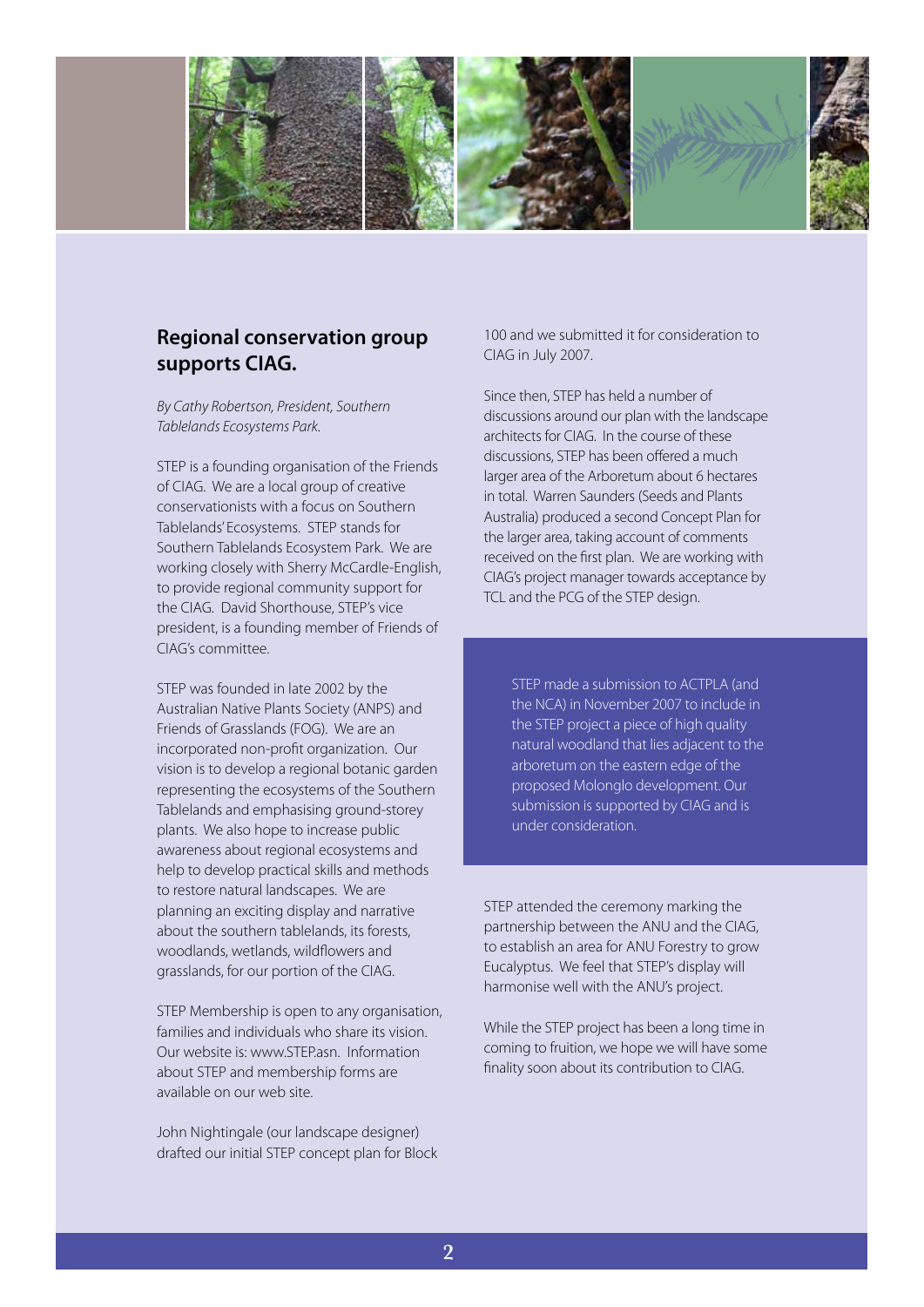## Regional conservation group supports CIAG.

*By Cathy Robertson, President, Southern Tablelands Ecosystems Park.*

STEP is a founding organisation of the Friends of CIAG. We are a local group of creative conservationists with a focus on Southern Tablelands' Ecosystems. STEP stands for Southern Tablelands Ecosystem Park. We are working closely with Sherry McCardle-English, to provide regional community support for the CIAG. David Shorthouse, STEP's vice president, is a founding member of Friends of CIAG's committee.

STEP was founded in late 2002 by the Australian Native Plants Society (ANPS) and Friends of Grasslands (FOG). We are an incorporated non-profit organization. Our vision is to develop a regional botanic garden representing the ecosystems of the Southern Tablelands and emphasising ground-storey plants. We also hope to increase public awareness about regional ecosystems and help to develop practical skills and methods to restore natural landscapes. We are planning an exciting display and narrative about the southern tablelands, its forests, woodlands, wetlands, wildflowers and grasslands, for our portion of the CIAG.

STEP Membership is open to any organisation, families and individuals who share its vision. Our website is: www.STEP.asn. Information about STEP and membership forms are available on our web site.

John Nightingale (our landscape designer) drafted our initial STEP concept plan for Block 100 and we submitted it for consideration to CIAG in July 2007.

Since then, STEP has held a number of discussions around our plan with the landscape architects for CIAG. In the course of these discussions, STEP has been offered a much larger area of the Arboretum about 6 hectares in total. Warren Saunders (Seeds and Plants Australia) produced a second Concept Plan for the larger area, taking account of comments received on the first plan. We are working with CIAG's project manager towards acceptance by TCL and the PCG of the STEP design.

STEP made a submission to ACTPLA (and the NCA) in November 2007 to include in the STEP project a piece of high quality natural woodland that lies adjacent to the arboretum on the eastern edge of the proposed Molonglo development. Our submission is supported by CIAG and is under consideration.

STEP attended the ceremony marking the partnership between the ANU and the CIAG, to establish an area for ANU Forestry to grow Eucalyptus. We feel that STEP's display will harmonise well with the ANU's project.

While the STEP project has been a long time in coming to fruition, we hope we will have some finality soon about its contribution to CIAG.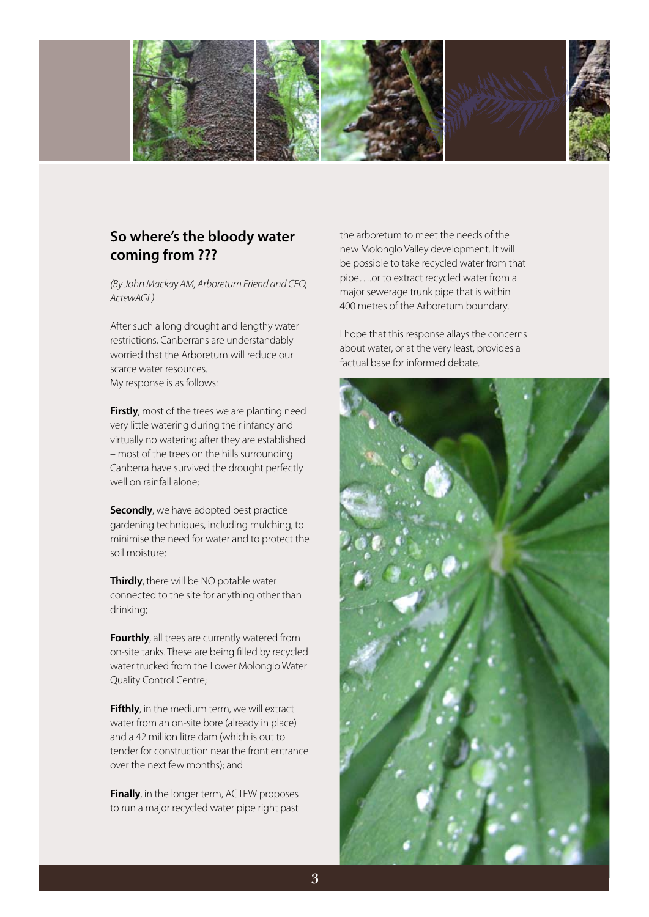## So where's the bloody water coming from ???

*(By John Mackay AM, Arboretum Friend and CEO, ActewAGL)*

After such a long drought and lengthy water restrictions, Canberrans are understandably worried that the Arboretum will reduce our scarce water resources.
My response is as follows:

**Firstly**, most of the trees we are planting need very little watering during their infancy and virtually no watering after they are established – most of the trees on the hills surrounding Canberra have survived the drought perfectly well on rainfall alone;

**Secondly**, we have adopted best practice gardening techniques, including mulching, to minimise the need for water and to protect the soil moisture;

**Thirdly**, there will be NO potable water connected to the site for anything other than drinking;

**Fourthly**, all trees are currently watered from on-site tanks. These are being filled by recycled water trucked from the Lower Molonglo Water Quality Control Centre;

**Fifthly**, in the medium term, we will extract water from an on-site bore (already in place) and a 42 million litre dam (which is out to tender for construction near the front entrance over the next few months); and

**Finally**, in the longer term, ACTEW proposes to run a major recycled water pipe right past the arboretum to meet the needs of the new Molonglo Valley development. It will be possible to take recycled water from that pipe….or to extract recycled water from a major sewerage trunk pipe that is within 400 metres of the Arboretum boundary.

I hope that this response allays the concerns about water, or at the very least, provides a factual base for informed debate.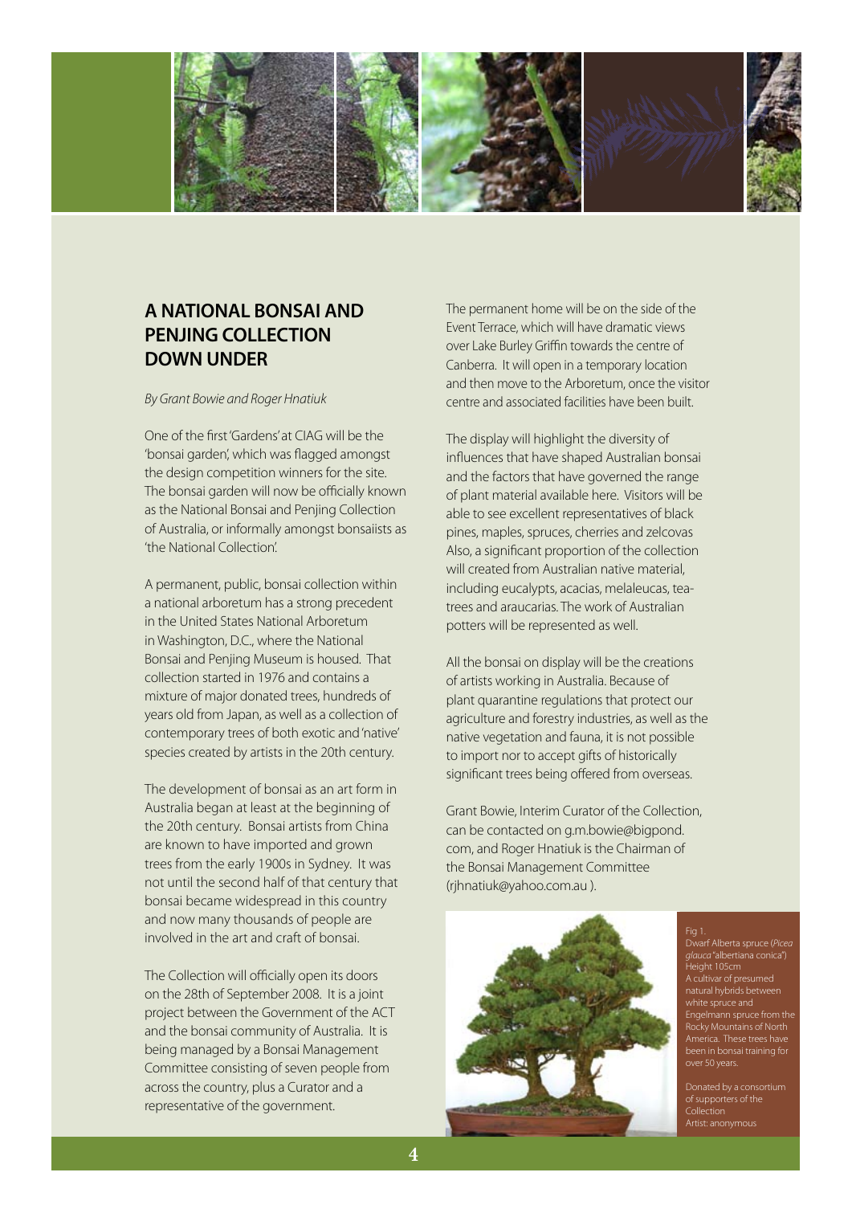## A NATIONAL BONSAI AND PENJING COLLECTION DOWN UNDER

*By Grant Bowie and Roger Hnatiuk*

One of the first 'Gardens' at CIAG will be the 'bonsai garden', which was flagged amongst the design competition winners for the site. The bonsai garden will now be officially known as the National Bonsai and Penjing Collection of Australia, or informally amongst bonsaiists as 'the National Collection'.

A permanent, public, bonsai collection within a national arboretum has a strong precedent in the United States National Arboretum in Washington, D.C., where the National Bonsai and Penjing Museum is housed. That collection started in 1976 and contains a mixture of major donated trees, hundreds of years old from Japan, as well as a collection of contemporary trees of both exotic and 'native' species created by artists in the 20th century.

The development of bonsai as an art form in Australia began at least at the beginning of the 20th century. Bonsai artists from China are known to have imported and grown trees from the early 1900s in Sydney. It was not until the second half of that century that bonsai became widespread in this country and now many thousands of people are involved in the art and craft of bonsai.

The Collection will officially open its doors on the 28th of September 2008. It is a joint project between the Government of the ACT and the bonsai community of Australia. It is being managed by a Bonsai Management Committee consisting of seven people from across the country, plus a Curator and a representative of the government.

The permanent home will be on the side of the Event Terrace, which will have dramatic views over Lake Burley Griffin towards the centre of Canberra. It will open in a temporary location and then move to the Arboretum, once the visitor centre and associated facilities have been built.

The display will highlight the diversity of influences that have shaped Australian bonsai and the factors that have governed the range of plant material available here. Visitors will be able to see excellent representatives of black pines, maples, spruces, cherries and zelcovas Also, a significant proportion of the collection will created from Australian native material, including eucalypts, acacias, melaleucas, tea-trees and araucarias. The work of Australian potters will be represented as well.

All the bonsai on display will be the creations of artists working in Australia. Because of plant quarantine regulations that protect our agriculture and forestry industries, as well as the native vegetation and fauna, it is not possible to import nor to accept gifts of historically significant trees being offered from overseas.

Grant Bowie, Interim Curator of the Collection, can be contacted on g.m.bowie@bigpond.com, and Roger Hnatiuk is the Chairman of the Bonsai Management Committee (rjhnatiuk@yahoo.com.au ).

Fig 1.
Dwarf Alberta spruce (*Picea glauca* "albertiana conica")
Height 105cm
A cultivar of presumed natural hybrids between white spruce and Engelmann spruce from the Rocky Mountains of North America. These trees have been in bonsai training for over 50 years.

Donated by a consortium of supporters of the Collection
Artist: anonymous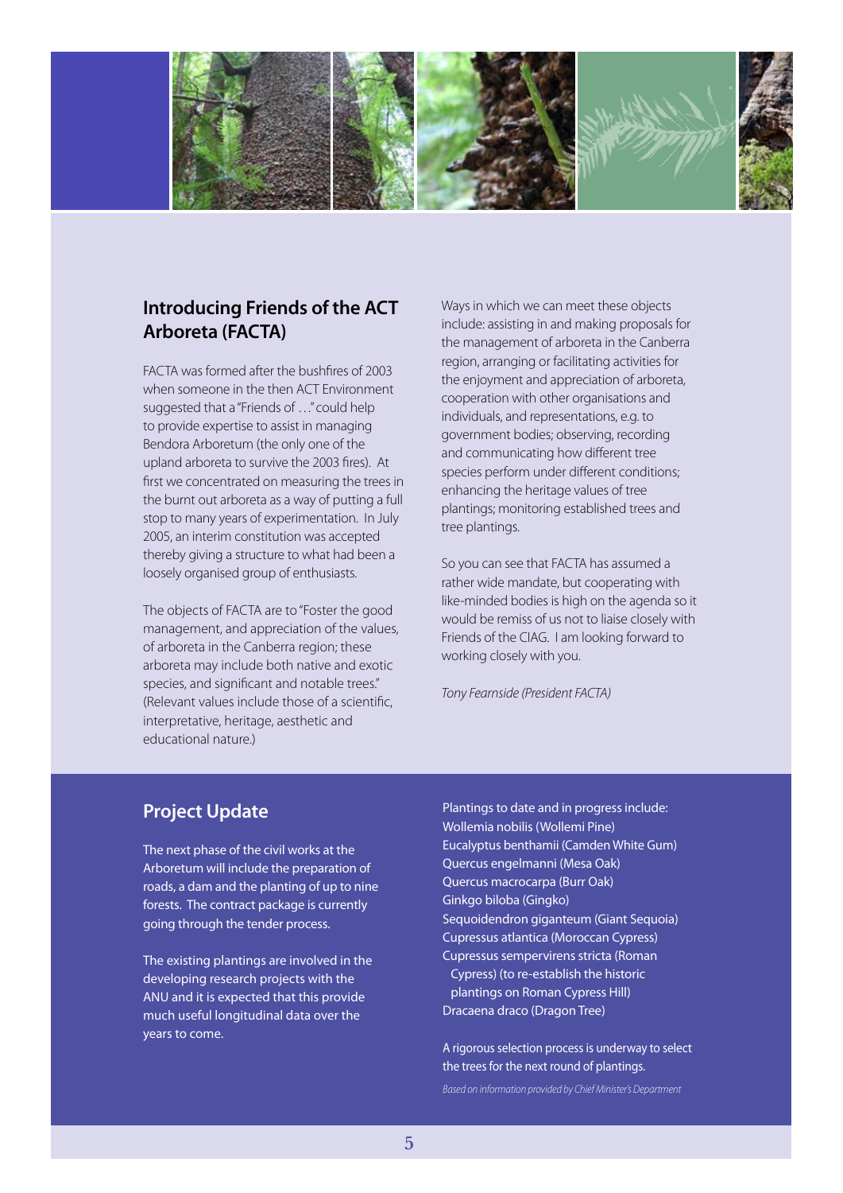## Introducing Friends of the ACT Arboreta (FACTA)

FACTA was formed after the bushfires of 2003 when someone in the then ACT Environment suggested that a "Friends of …" could help to provide expertise to assist in managing Bendora Arboretum (the only one of the upland arboreta to survive the 2003 fires). At first we concentrated on measuring the trees in the burnt out arboreta as a way of putting a full stop to many years of experimentation. In July 2005, an interim constitution was accepted thereby giving a structure to what had been a loosely organised group of enthusiasts.

The objects of FACTA are to "Foster the good management, and appreciation of the values, of arboreta in the Canberra region; these arboreta may include both native and exotic species, and significant and notable trees." (Relevant values include those of a scientific, interpretative, heritage, aesthetic and educational nature.)

Ways in which we can meet these objects include: assisting in and making proposals for the management of arboreta in the Canberra region, arranging or facilitating activities for the enjoyment and appreciation of arboreta, cooperation with other organisations and individuals, and representations, e.g. to government bodies; observing, recording and communicating how different tree species perform under different conditions; enhancing the heritage values of tree plantings; monitoring established trees and tree plantings.

So you can see that FACTA has assumed a rather wide mandate, but cooperating with like-minded bodies is high on the agenda so it would be remiss of us not to liaise closely with Friends of the CIAG. I am looking forward to working closely with you.

*Tony Fearnside (President FACTA)*

## Project Update

The next phase of the civil works at the Arboretum will include the preparation of roads, a dam and the planting of up to nine forests. The contract package is currently going through the tender process.

The existing plantings are involved in the developing research projects with the ANU and it is expected that this provide much useful longitudinal data over the years to come.

Plantings to date and in progress include:

- Wollemia nobilis (Wollemi Pine)
- Eucalyptus benthamii (Camden White Gum)
- Quercus engelmanni (Mesa Oak)
- Quercus macrocarpa (Burr Oak)
- Ginkgo biloba (Gingko)
- Sequoidendron giganteum (Giant Sequoia)
- Cupressus atlantica (Moroccan Cypress)
- Cupressus sempervirens stricta (Roman Cypress) (to re-establish the historic plantings on Roman Cypress Hill)
- Dracaena draco (Dragon Tree)

A rigorous selection process is underway to select the trees for the next round of plantings.

*Based on information provided by Chief Minister's Department*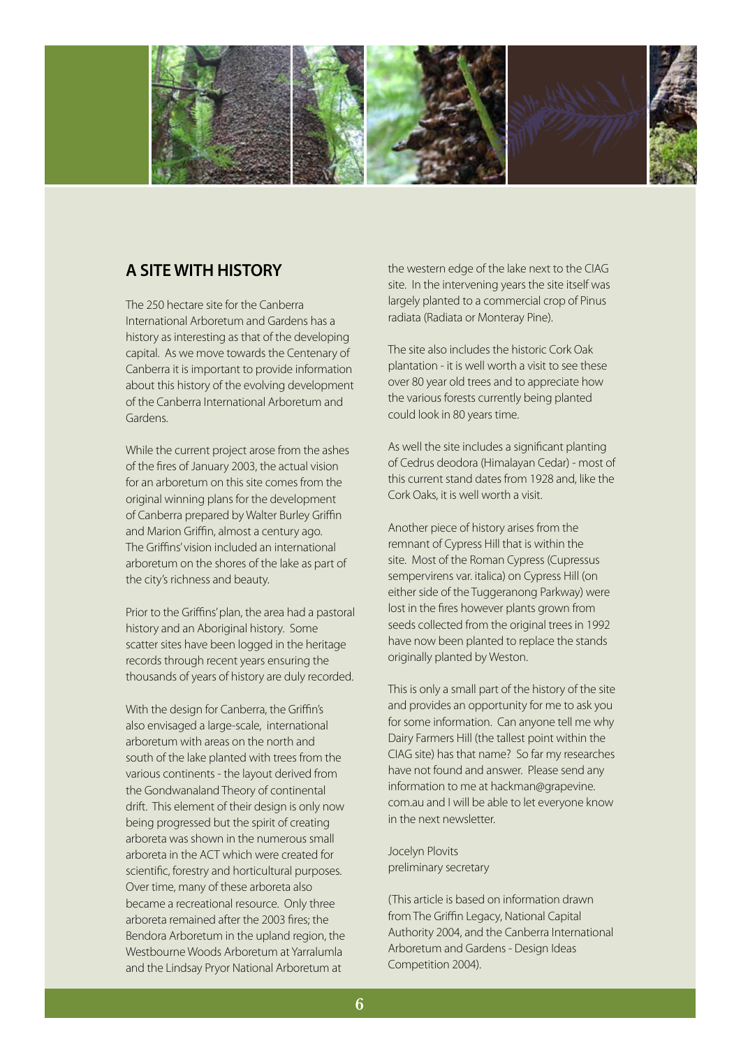## A SITE WITH HISTORY

The 250 hectare site for the Canberra International Arboretum and Gardens has a history as interesting as that of the developing capital. As we move towards the Centenary of Canberra it is important to provide information about this history of the evolving development of the Canberra International Arboretum and Gardens.

While the current project arose from the ashes of the fires of January 2003, the actual vision for an arboretum on this site comes from the original winning plans for the development of Canberra prepared by Walter Burley Griffin and Marion Griffin, almost a century ago. The Griffins' vision included an international arboretum on the shores of the lake as part of the city's richness and beauty.

Prior to the Griffins' plan, the area had a pastoral history and an Aboriginal history. Some scatter sites have been logged in the heritage records through recent years ensuring the thousands of years of history are duly recorded.

With the design for Canberra, the Griffin's also envisaged a large-scale, international arboretum with areas on the north and south of the lake planted with trees from the various continents - the layout derived from the Gondwanaland Theory of continental drift. This element of their design is only now being progressed but the spirit of creating arboreta was shown in the numerous small arboreta in the ACT which were created for scientific, forestry and horticultural purposes. Over time, many of these arboreta also became a recreational resource. Only three arboreta remained after the 2003 fires; the Bendora Arboretum in the upland region, the Westbourne Woods Arboretum at Yarralumla and the Lindsay Pryor National Arboretum at the western edge of the lake next to the CIAG site. In the intervening years the site itself was largely planted to a commercial crop of Pinus radiata (Radiata or Monteray Pine).

The site also includes the historic Cork Oak plantation - it is well worth a visit to see these over 80 year old trees and to appreciate how the various forests currently being planted could look in 80 years time.

As well the site includes a significant planting of Cedrus deodora (Himalayan Cedar) - most of this current stand dates from 1928 and, like the Cork Oaks, it is well worth a visit.

Another piece of history arises from the remnant of Cypress Hill that is within the site. Most of the Roman Cypress (Cupressus sempervirens var. italica) on Cypress Hill (on either side of the Tuggeranong Parkway) were lost in the fires however plants grown from seeds collected from the original trees in 1992 have now been planted to replace the stands originally planted by Weston.

This is only a small part of the history of the site and provides an opportunity for me to ask you for some information. Can anyone tell me why Dairy Farmers Hill (the tallest point within the CIAG site) has that name? So far my researches have not found and answer. Please send any information to me at hackman@grapevine.com.au and I will be able to let everyone know in the next newsletter.

Jocelyn Plovits
preliminary secretary

(This article is based on information drawn from The Griffin Legacy, National Capital Authority 2004, and the Canberra International Arboretum and Gardens - Design Ideas Competition 2004).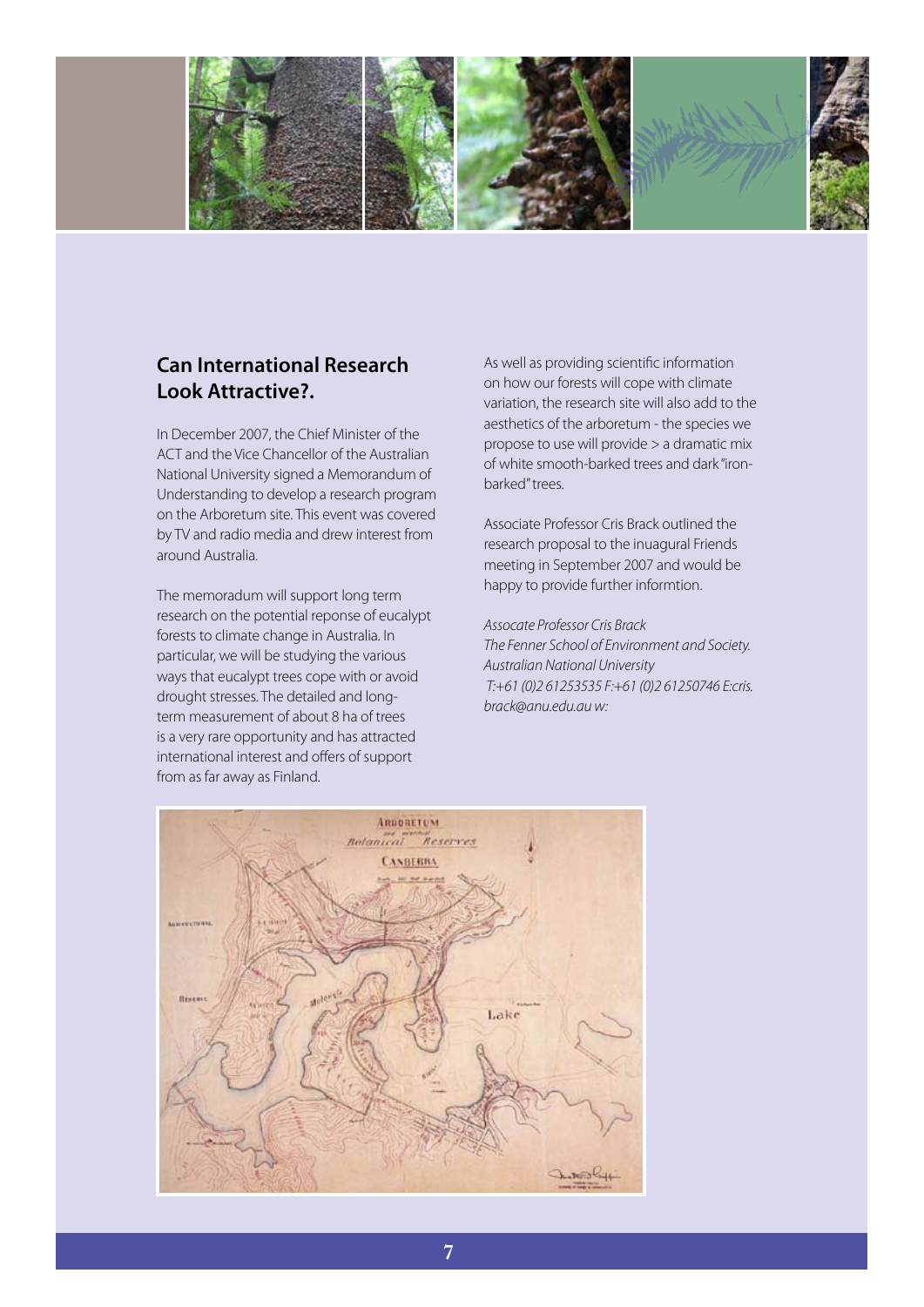## Can International Research Look Attractive?.

In December 2007, the Chief Minister of the ACT and the Vice Chancellor of the Australian National University signed a Memorandum of Understanding to develop a research program on the Arboretum site. This event was covered by TV and radio media and drew interest from around Australia.

The memoradum will support long term research on the potential reponse of eucalypt forests to climate change in Australia. In particular, we will be studying the various ways that eucalypt trees cope with or avoid drought stresses. The detailed and long-term measurement of about 8 ha of trees is a very rare opportunity and has attracted international interest and offers of support from as far away as Finland.

As well as providing scientific information on how our forests will cope with climate variation, the research site will also add to the aesthetics of the arboretum - the species we propose to use will provide > a dramatic mix of white smooth-barked trees and dark "iron-barked" trees.

Associate Professor Cris Brack outlined the research proposal to the inuagural Friends meeting in September 2007 and would be happy to provide further informtion.

*Assocate Professor Cris Brack*
*The Fenner School of Environment and Society.*
*Australian National University*
*T:+61 (0)2 61253535 F:+61 (0)2 61250746 E:cris.brack@anu.edu.au w:*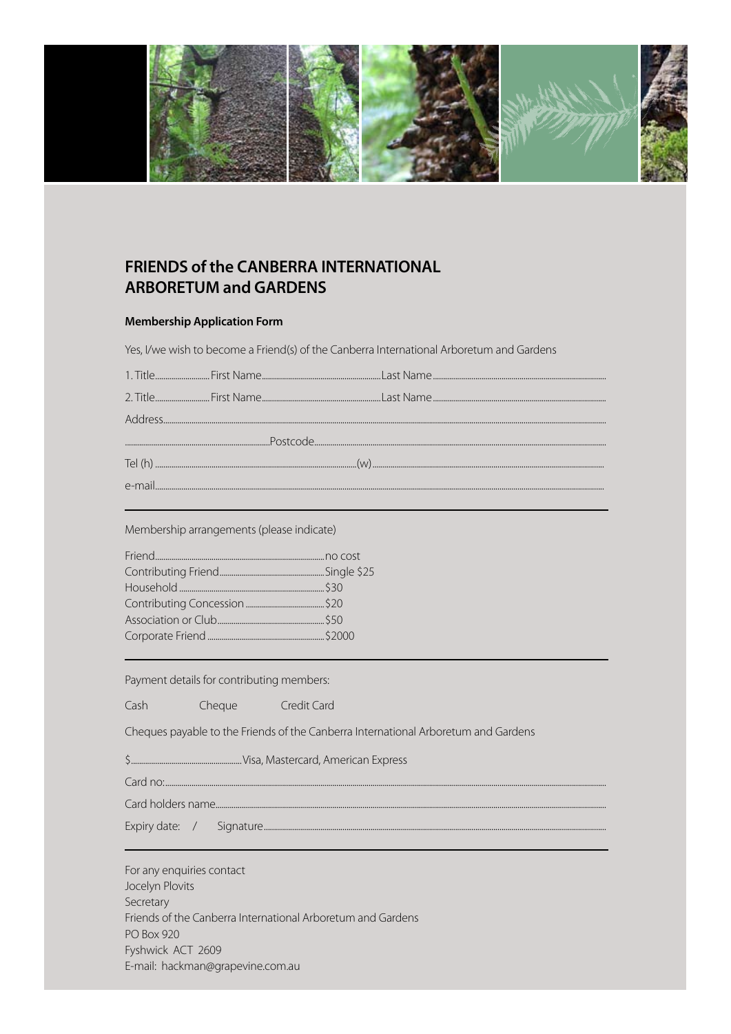# FRIENDS of the CANBERRA INTERNATIONAL ARBORETUM and GARDENS

**Membership Application Form**

Yes, I/we wish to become a Friend(s) of the Canberra International Arboretum and Gardens

1. Title.......................... First Name.......................................................Last Name...............................................................................

2. Title.......................... First Name.......................................................Last Name...............................................................................

Address.......................................................................................................................................................................................................

........................................................................Postcode.........................................................................................................................

Tel (h) ..............................................................................................(w).........................................................................................

e-mail.........................................................................................................................................................................................................

---

Membership arrangements (please indicate)

Friend....................................................................................no cost
Contributing Friend...................................................Single $25
Household ......................................................................$30
Contributing Concession .....................................$20
Association or Club.................................................$50
Corporate Friend .......................................................$2000

---

Payment details for contributing members:

Cash Cheque Credit Card

Cheques payable to the Friends of the Canberra International Arboretum and Gardens

$.......................................................Visa, Mastercard, American Express

Card no:.......................................................................................................................................................................................................

Card holders name...............................................................................................................................................................................

Expiry date: / Signature.......................................................................................................................................................................

---

For any enquiries contact
Jocelyn Plovits
Secretary
Friends of the Canberra International Arboretum and Gardens
PO Box 920
Fyshwick ACT 2609
E-mail: hackman@grapevine.com.au